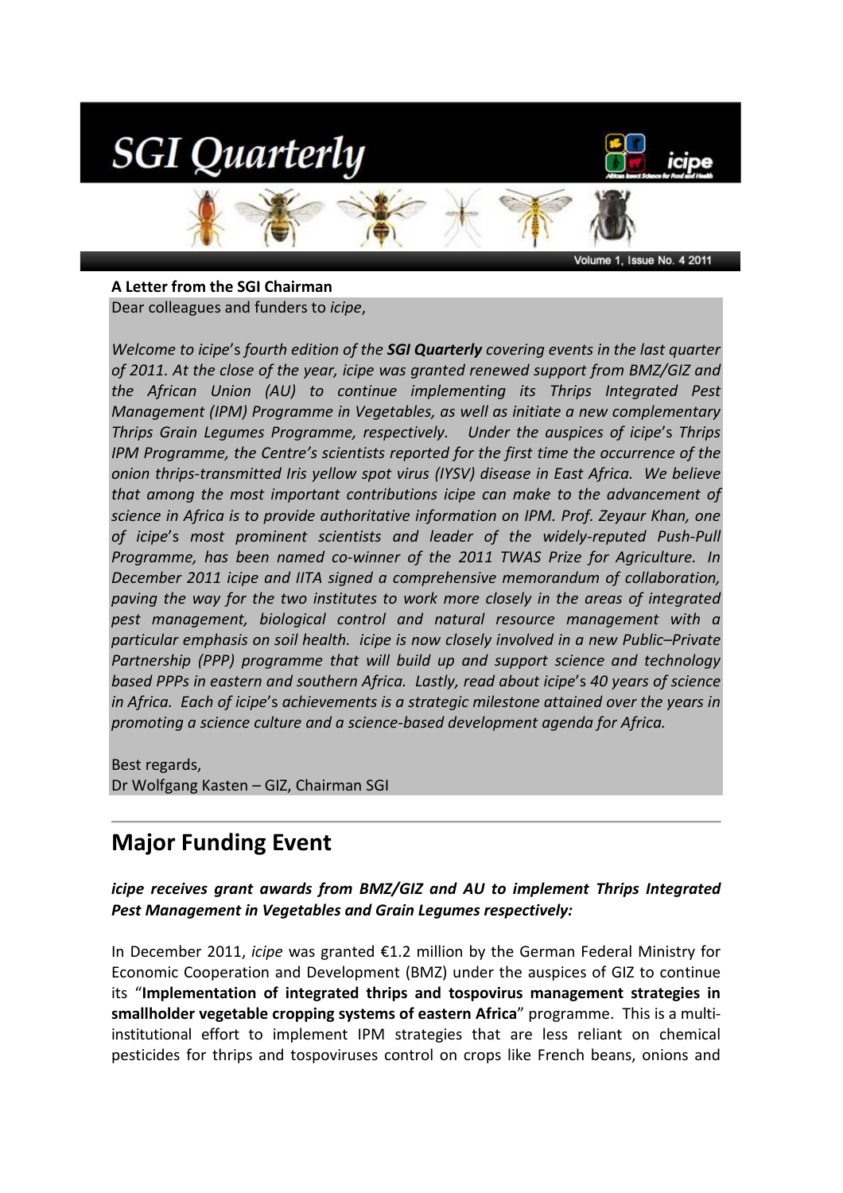# SGI Quarterly

**A Letter from the SGI Chairman**

Dear colleagues and funders to *icipe*,

*Welcome to icipe's fourth edition of the* ***SGI Quarterly*** *covering events in the last quarter of 2011. At the close of the year, icipe was granted renewed support from BMZ/GIZ and the African Union (AU) to continue implementing its Thrips Integrated Pest Management (IPM) Programme in Vegetables, as well as initiate a new complementary Thrips Grain Legumes Programme, respectively. Under the auspices of icipe's Thrips IPM Programme, the Centre's scientists reported for the first time the occurrence of the onion thrips-transmitted Iris yellow spot virus (IYSV) disease in East Africa. We believe that among the most important contributions icipe can make to the advancement of science in Africa is to provide authoritative information on IPM. Prof. Zeyaur Khan, one of icipe's most prominent scientists and leader of the widely-reputed Push-Pull Programme, has been named co-winner of the 2011 TWAS Prize for Agriculture. In December 2011 icipe and IITA signed a comprehensive memorandum of collaboration, paving the way for the two institutes to work more closely in the areas of integrated pest management, biological control and natural resource management with a particular emphasis on soil health. icipe is now closely involved in a new Public–Private Partnership (PPP) programme that will build up and support science and technology based PPPs in eastern and southern Africa. Lastly, read about icipe's 40 years of science in Africa. Each of icipe's achievements is a strategic milestone attained over the years in promoting a science culture and a science-based development agenda for Africa.*

Best regards,
Dr Wolfgang Kasten – GIZ, Chairman SGI

## Major Funding Event

***icipe receives grant awards from BMZ/GIZ and AU to implement Thrips Integrated Pest Management in Vegetables and Grain Legumes respectively:***

In December 2011, *icipe* was granted €1.2 million by the German Federal Ministry for Economic Cooperation and Development (BMZ) under the auspices of GIZ to continue its "**Implementation of integrated thrips and tospovirus management strategies in smallholder vegetable cropping systems of eastern Africa**" programme. This is a multi-institutional effort to implement IPM strategies that are less reliant on chemical pesticides for thrips and tospoviruses control on crops like French beans, onions and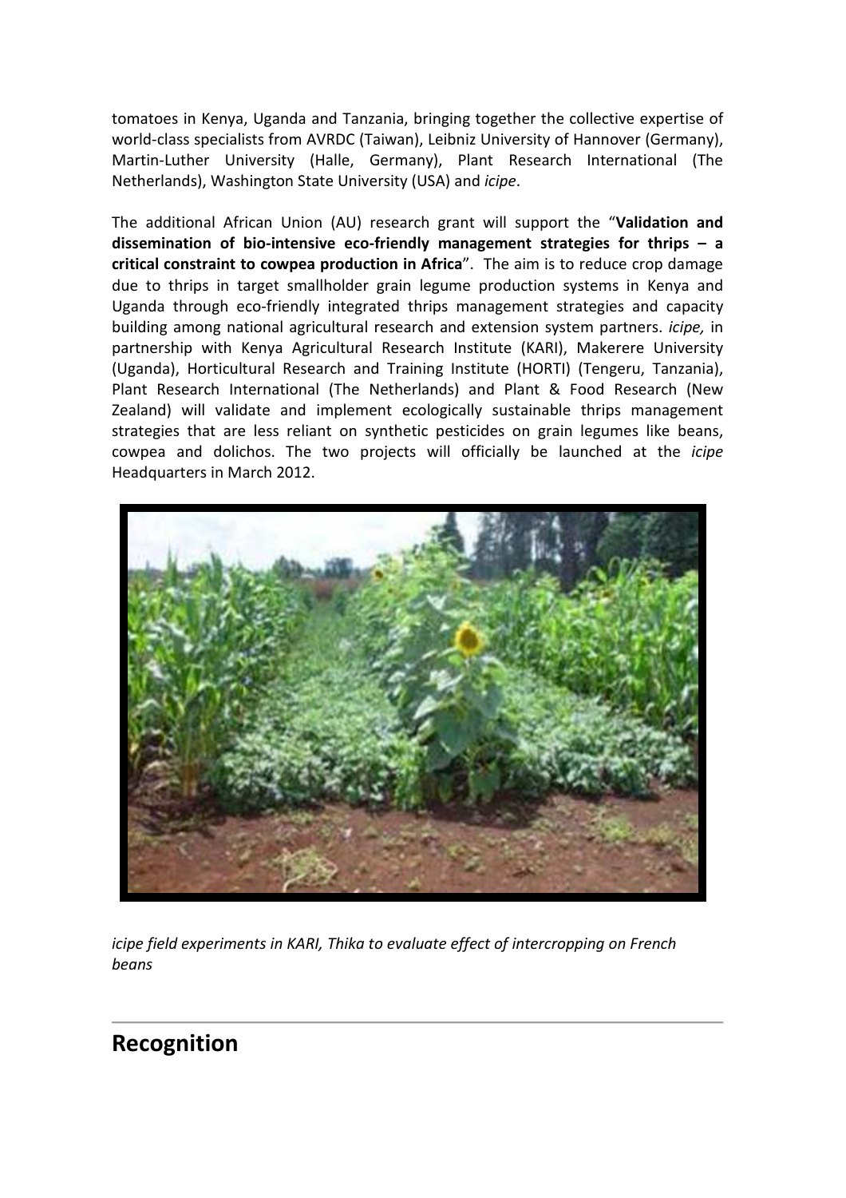tomatoes in Kenya, Uganda and Tanzania, bringing together the collective expertise of world-class specialists from AVRDC (Taiwan), Leibniz University of Hannover (Germany), Martin-Luther University (Halle, Germany), Plant Research International (The Netherlands), Washington State University (USA) and *icipe*.

The additional African Union (AU) research grant will support the "**Validation and dissemination of bio-intensive eco-friendly management strategies for thrips – a critical constraint to cowpea production in Africa**". The aim is to reduce crop damage due to thrips in target smallholder grain legume production systems in Kenya and Uganda through eco-friendly integrated thrips management strategies and capacity building among national agricultural research and extension system partners. *icipe,* in partnership with Kenya Agricultural Research Institute (KARI), Makerere University (Uganda), Horticultural Research and Training Institute (HORTI) (Tengeru, Tanzania), Plant Research International (The Netherlands) and Plant & Food Research (New Zealand) will validate and implement ecologically sustainable thrips management strategies that are less reliant on synthetic pesticides on grain legumes like beans, cowpea and dolichos. The two projects will officially be launched at the *icipe* Headquarters in March 2012.

*icipe field experiments in KARI, Thika to evaluate effect of intercropping on French beans*

## Recognition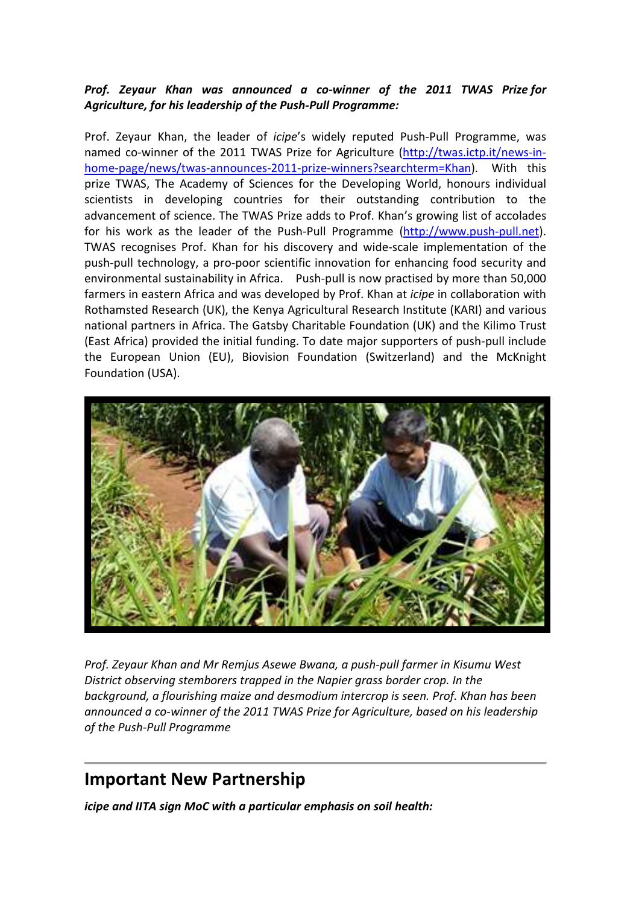***Prof. Zeyaur Khan was announced a co-winner of the 2011 TWAS Prize for Agriculture, for his leadership of the Push-Pull Programme:***

Prof. Zeyaur Khan, the leader of *icipe*'s widely reputed Push-Pull Programme, was named co-winner of the 2011 TWAS Prize for Agriculture (http://twas.ictp.it/news-in-home-page/news/twas-announces-2011-prize-winners?searchterm=Khan). With this prize TWAS, The Academy of Sciences for the Developing World, honours individual scientists in developing countries for their outstanding contribution to the advancement of science. The TWAS Prize adds to Prof. Khan's growing list of accolades for his work as the leader of the Push-Pull Programme (http://www.push-pull.net). TWAS recognises Prof. Khan for his discovery and wide-scale implementation of the push-pull technology, a pro-poor scientific innovation for enhancing food security and environmental sustainability in Africa. Push-pull is now practised by more than 50,000 farmers in eastern Africa and was developed by Prof. Khan at *icipe* in collaboration with Rothamsted Research (UK), the Kenya Agricultural Research Institute (KARI) and various national partners in Africa. The Gatsby Charitable Foundation (UK) and the Kilimo Trust (East Africa) provided the initial funding. To date major supporters of push-pull include the European Union (EU), Biovision Foundation (Switzerland) and the McKnight Foundation (USA).

*Prof. Zeyaur Khan and Mr Remjus Asewe Bwana, a push-pull farmer in Kisumu West District observing stemborers trapped in the Napier grass border crop. In the background, a flourishing maize and desmodium intercrop is seen. Prof. Khan has been announced a co-winner of the 2011 TWAS Prize for Agriculture, based on his leadership of the Push-Pull Programme*

## Important New Partnership

***icipe and IITA sign MoC with a particular emphasis on soil health:***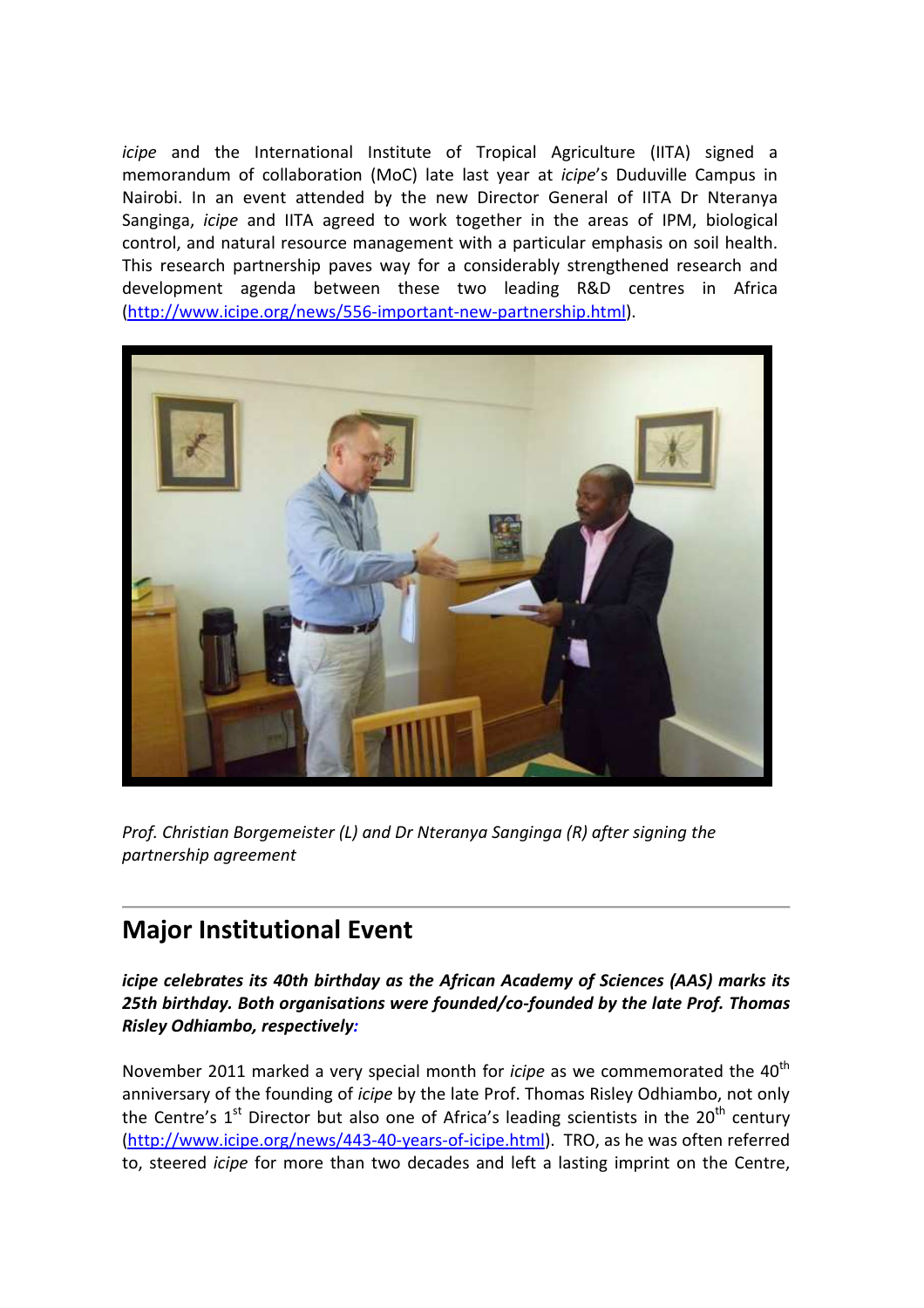*icipe* and the International Institute of Tropical Agriculture (IITA) signed a memorandum of collaboration (MoC) late last year at *icipe*'s Duduville Campus in Nairobi. In an event attended by the new Director General of IITA Dr Nteranya Sanginga, *icipe* and IITA agreed to work together in the areas of IPM, biological control, and natural resource management with a particular emphasis on soil health. This research partnership paves way for a considerably strengthened research and development agenda between these two leading R&D centres in Africa (http://www.icipe.org/news/556-important-new-partnership.html).

*Prof. Christian Borgemeister (L) and Dr Nteranya Sanginga (R) after signing the partnership agreement*

## Major Institutional Event

***icipe* celebrates its 40th birthday as the African Academy of Sciences (AAS) marks its 25th birthday. Both organisations were founded/co-founded by the late Prof. Thomas Risley Odhiambo, respectively:**

November 2011 marked a very special month for *icipe* as we commemorated the 40th anniversary of the founding of *icipe* by the late Prof. Thomas Risley Odhiambo, not only the Centre's 1st Director but also one of Africa's leading scientists in the 20th century (http://www.icipe.org/news/443-40-years-of-icipe.html). TRO, as he was often referred to, steered *icipe* for more than two decades and left a lasting imprint on the Centre,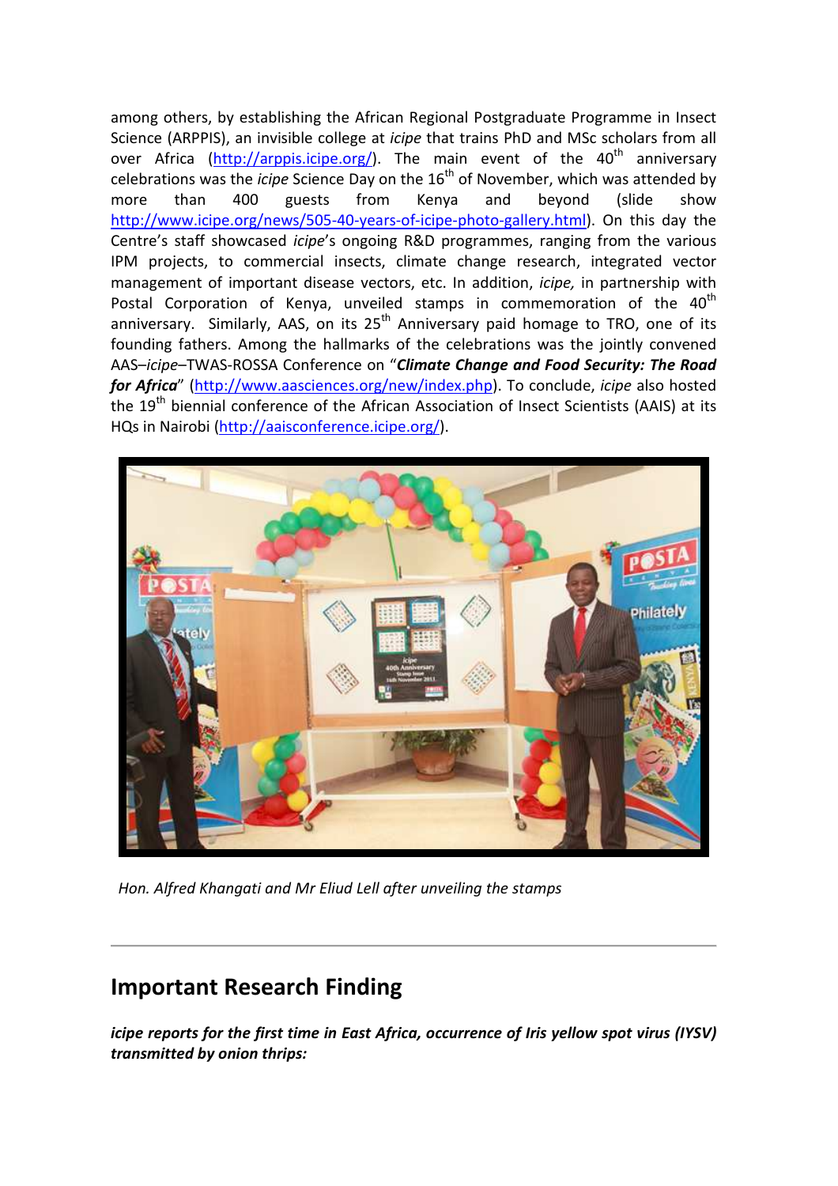among others, by establishing the African Regional Postgraduate Programme in Insect Science (ARPPIS), an invisible college at *icipe* that trains PhD and MSc scholars from all over Africa (http://arppis.icipe.org/). The main event of the 40th anniversary celebrations was the *icipe* Science Day on the 16th of November, which was attended by more than 400 guests from Kenya and beyond (slide show http://www.icipe.org/news/505-40-years-of-icipe-photo-gallery.html). On this day the Centre's staff showcased *icipe*'s ongoing R&D programmes, ranging from the various IPM projects, to commercial insects, climate change research, integrated vector management of important disease vectors, etc. In addition, *icipe,* in partnership with Postal Corporation of Kenya, unveiled stamps in commemoration of the 40th anniversary. Similarly, AAS, on its 25th Anniversary paid homage to TRO, one of its founding fathers. Among the hallmarks of the celebrations was the jointly convened AAS–*icipe*–TWAS-ROSSA Conference on "***Climate Change and Food Security: The Road for Africa***" (http://www.aasciences.org/new/index.php). To conclude, *icipe* also hosted the 19th biennial conference of the African Association of Insect Scientists (AAIS) at its HQs in Nairobi (http://aaisconference.icipe.org/).

*Hon. Alfred Khangati and Mr Eliud Lell after unveiling the stamps*

---

## Important Research Finding

***icipe reports for the first time in East Africa, occurrence of Iris yellow spot virus (IYSV) transmitted by onion thrips:***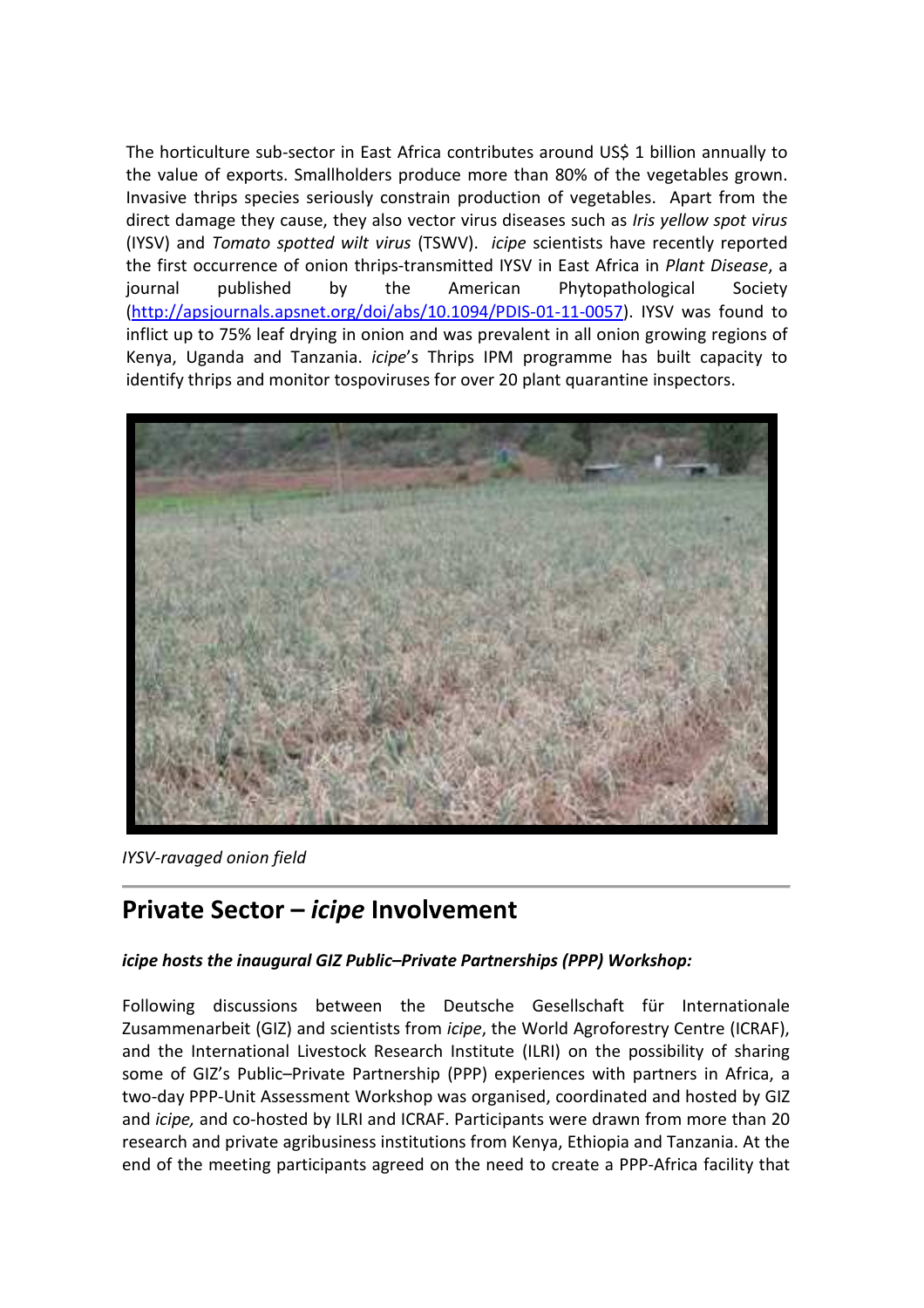The horticulture sub-sector in East Africa contributes around US$ 1 billion annually to the value of exports. Smallholders produce more than 80% of the vegetables grown. Invasive thrips species seriously constrain production of vegetables. Apart from the direct damage they cause, they also vector virus diseases such as *Iris yellow spot virus* (IYSV) and *Tomato spotted wilt virus* (TSWV). *icipe* scientists have recently reported the first occurrence of onion thrips-transmitted IYSV in East Africa in *Plant Disease*, a journal published by the American Phytopathological Society (http://apsjournals.apsnet.org/doi/abs/10.1094/PDIS-01-11-0057). IYSV was found to inflict up to 75% leaf drying in onion and was prevalent in all onion growing regions of Kenya, Uganda and Tanzania. *icipe*'s Thrips IPM programme has built capacity to identify thrips and monitor tospoviruses for over 20 plant quarantine inspectors.

*IYSV-ravaged onion field*

## Private Sector – *icipe* Involvement

***icipe hosts the inaugural GIZ Public–Private Partnerships (PPP) Workshop:***

Following discussions between the Deutsche Gesellschaft für Internationale Zusammenarbeit (GIZ) and scientists from *icipe*, the World Agroforestry Centre (ICRAF), and the International Livestock Research Institute (ILRI) on the possibility of sharing some of GIZ's Public–Private Partnership (PPP) experiences with partners in Africa, a two-day PPP-Unit Assessment Workshop was organised, coordinated and hosted by GIZ and *icipe,* and co-hosted by ILRI and ICRAF. Participants were drawn from more than 20 research and private agribusiness institutions from Kenya, Ethiopia and Tanzania. At the end of the meeting participants agreed on the need to create a PPP-Africa facility that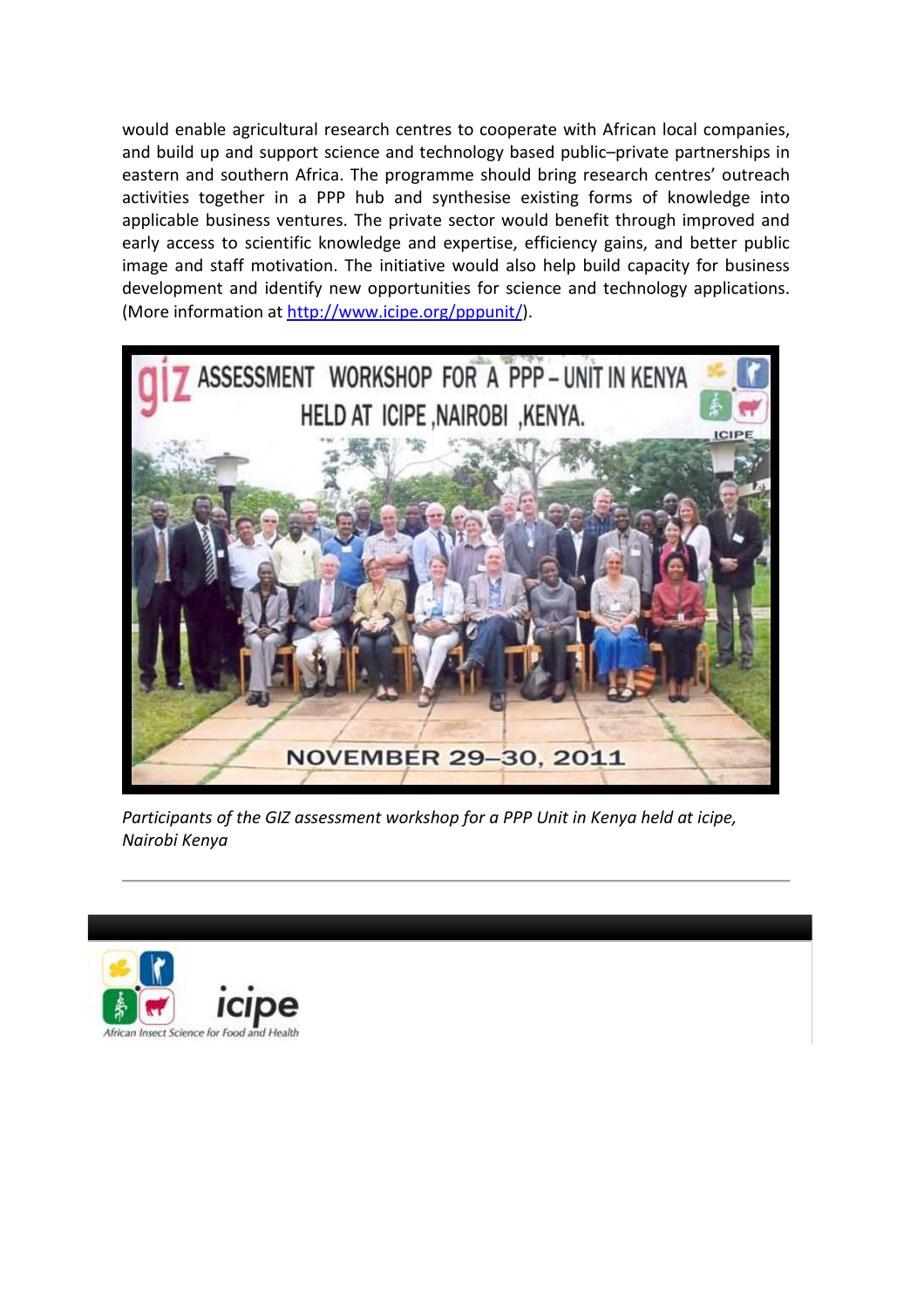would enable agricultural research centres to cooperate with African local companies, and build up and support science and technology based public–private partnerships in eastern and southern Africa. The programme should bring research centres' outreach activities together in a PPP hub and synthesise existing forms of knowledge into applicable business ventures. The private sector would benefit through improved and early access to scientific knowledge and expertise, efficiency gains, and better public image and staff motivation. The initiative would also help build capacity for business development and identify new opportunities for science and technology applications. (More information at http://www.icipe.org/pppunit/).

*Participants of the GIZ assessment workshop for a PPP Unit in Kenya held at icipe, Nairobi Kenya*

---

icipe
African Insect Science for Food and Health